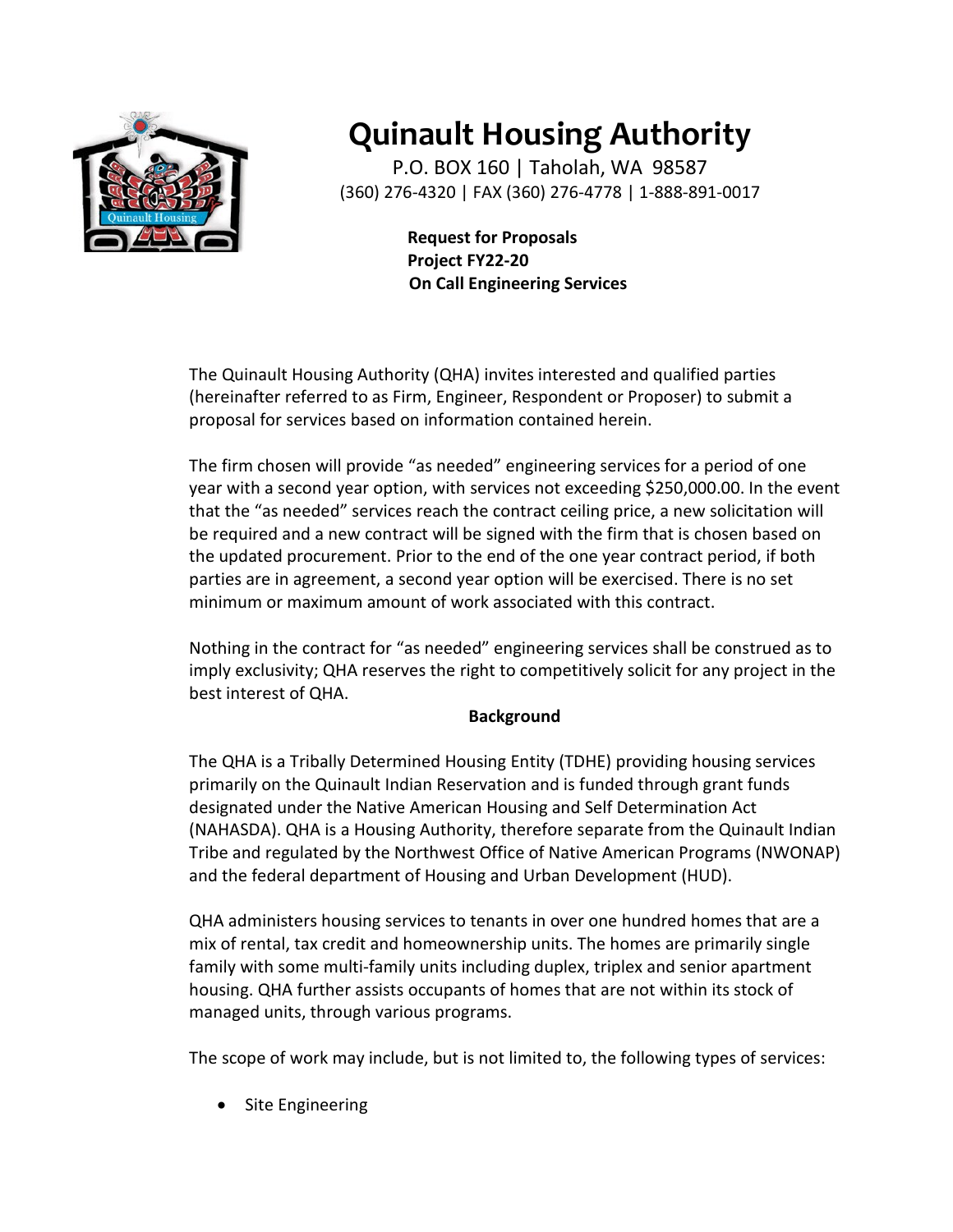# Quinault Housing Authority

P.O. BOX 160 | Taholah, WA 98587
(360) 276-4320 | FAX (360) 276-4778 | 1-888-891-0017

**Request for Proposals**
**Project FY22-20**
**On Call Engineering Services**

The Quinault Housing Authority (QHA) invites interested and qualified parties (hereinafter referred to as Firm, Engineer, Respondent or Proposer) to submit a proposal for services based on information contained herein.

The firm chosen will provide "as needed" engineering services for a period of one year with a second year option, with services not exceeding $250,000.00. In the event that the "as needed" services reach the contract ceiling price, a new solicitation will be required and a new contract will be signed with the firm that is chosen based on the updated procurement. Prior to the end of the one year contract period, if both parties are in agreement, a second year option will be exercised. There is no set minimum or maximum amount of work associated with this contract.

Nothing in the contract for "as needed" engineering services shall be construed as to imply exclusivity; QHA reserves the right to competitively solicit for any project in the best interest of QHA.

**Background**

The QHA is a Tribally Determined Housing Entity (TDHE) providing housing services primarily on the Quinault Indian Reservation and is funded through grant funds designated under the Native American Housing and Self Determination Act (NAHASDA). QHA is a Housing Authority, therefore separate from the Quinault Indian Tribe and regulated by the Northwest Office of Native American Programs (NWONAP) and the federal department of Housing and Urban Development (HUD).

QHA administers housing services to tenants in over one hundred homes that are a mix of rental, tax credit and homeownership units. The homes are primarily single family with some multi-family units including duplex, triplex and senior apartment housing. QHA further assists occupants of homes that are not within its stock of managed units, through various programs.

The scope of work may include, but is not limited to, the following types of services:

- Site Engineering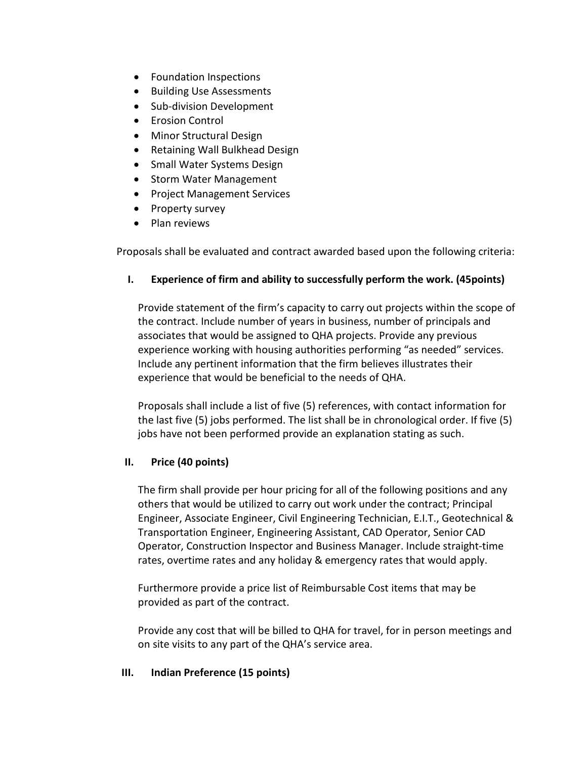- Foundation Inspections
- Building Use Assessments
- Sub-division Development
- Erosion Control
- Minor Structural Design
- Retaining Wall Bulkhead Design
- Small Water Systems Design
- Storm Water Management
- Project Management Services
- Property survey
- Plan reviews

Proposals shall be evaluated and contract awarded based upon the following criteria:

**I. Experience of firm and ability to successfully perform the work. (45points)**

Provide statement of the firm's capacity to carry out projects within the scope of the contract. Include number of years in business, number of principals and associates that would be assigned to QHA projects. Provide any previous experience working with housing authorities performing "as needed" services. Include any pertinent information that the firm believes illustrates their experience that would be beneficial to the needs of QHA.

Proposals shall include a list of five (5) references, with contact information for the last five (5) jobs performed. The list shall be in chronological order. If five (5) jobs have not been performed provide an explanation stating as such.

**II. Price (40 points)**

The firm shall provide per hour pricing for all of the following positions and any others that would be utilized to carry out work under the contract; Principal Engineer, Associate Engineer, Civil Engineering Technician, E.I.T., Geotechnical & Transportation Engineer, Engineering Assistant, CAD Operator, Senior CAD Operator, Construction Inspector and Business Manager. Include straight-time rates, overtime rates and any holiday & emergency rates that would apply.

Furthermore provide a price list of Reimbursable Cost items that may be provided as part of the contract.

Provide any cost that will be billed to QHA for travel, for in person meetings and on site visits to any part of the QHA's service area.

**III. Indian Preference (15 points)**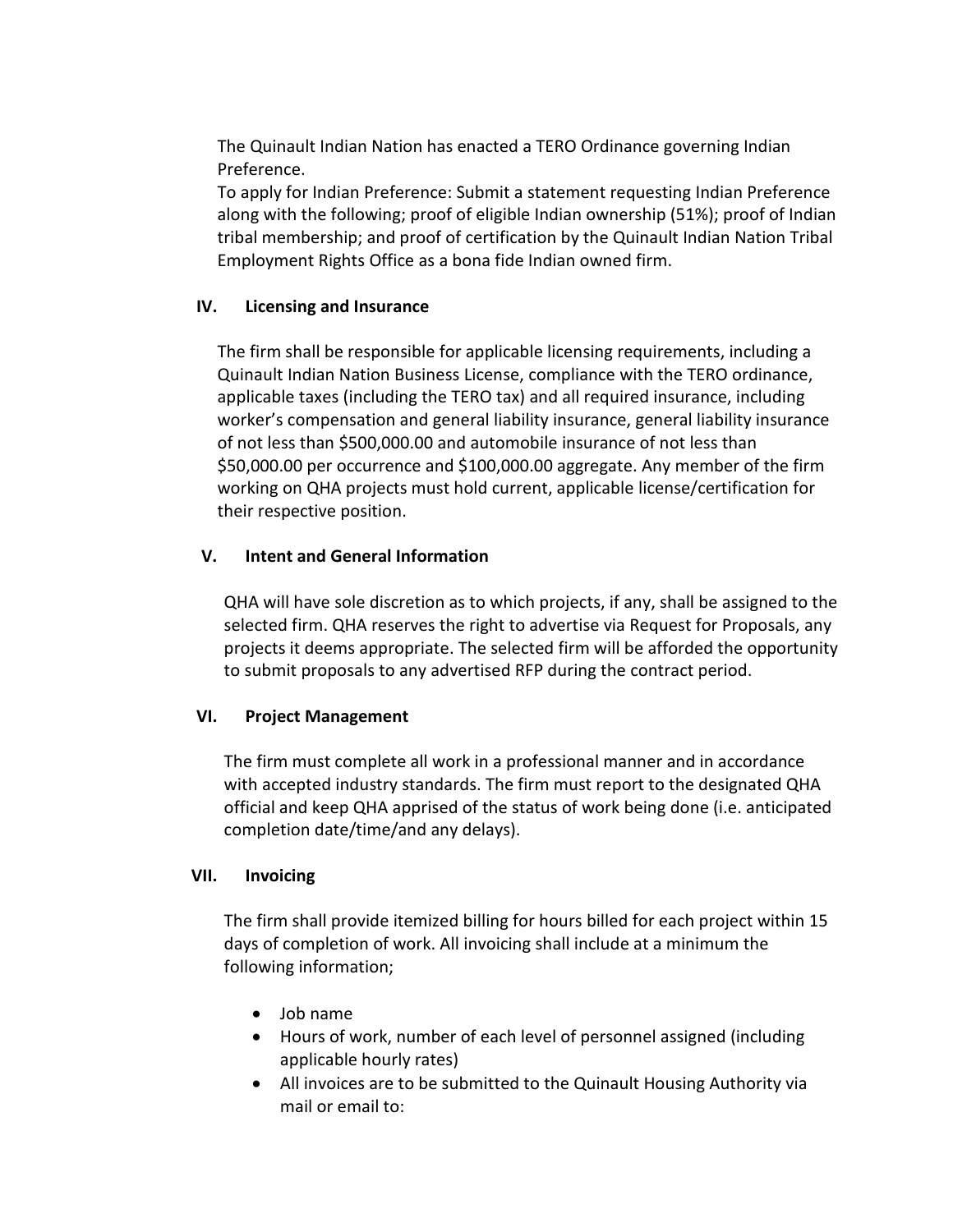The Quinault Indian Nation has enacted a TERO Ordinance governing Indian Preference.

To apply for Indian Preference: Submit a statement requesting Indian Preference along with the following; proof of eligible Indian ownership (51%); proof of Indian tribal membership; and proof of certification by the Quinault Indian Nation Tribal Employment Rights Office as a bona fide Indian owned firm.

## IV. Licensing and Insurance

The firm shall be responsible for applicable licensing requirements, including a Quinault Indian Nation Business License, compliance with the TERO ordinance, applicable taxes (including the TERO tax) and all required insurance, including worker's compensation and general liability insurance, general liability insurance of not less than $500,000.00 and automobile insurance of not less than $50,000.00 per occurrence and $100,000.00 aggregate. Any member of the firm working on QHA projects must hold current, applicable license/certification for their respective position.

## V. Intent and General Information

QHA will have sole discretion as to which projects, if any, shall be assigned to the selected firm. QHA reserves the right to advertise via Request for Proposals, any projects it deems appropriate. The selected firm will be afforded the opportunity to submit proposals to any advertised RFP during the contract period.

## VI. Project Management

The firm must complete all work in a professional manner and in accordance with accepted industry standards. The firm must report to the designated QHA official and keep QHA apprised of the status of work being done (i.e. anticipated completion date/time/and any delays).

## VII. Invoicing

The firm shall provide itemized billing for hours billed for each project within 15 days of completion of work. All invoicing shall include at a minimum the following information;

- Job name
- Hours of work, number of each level of personnel assigned (including applicable hourly rates)
- All invoices are to be submitted to the Quinault Housing Authority via mail or email to: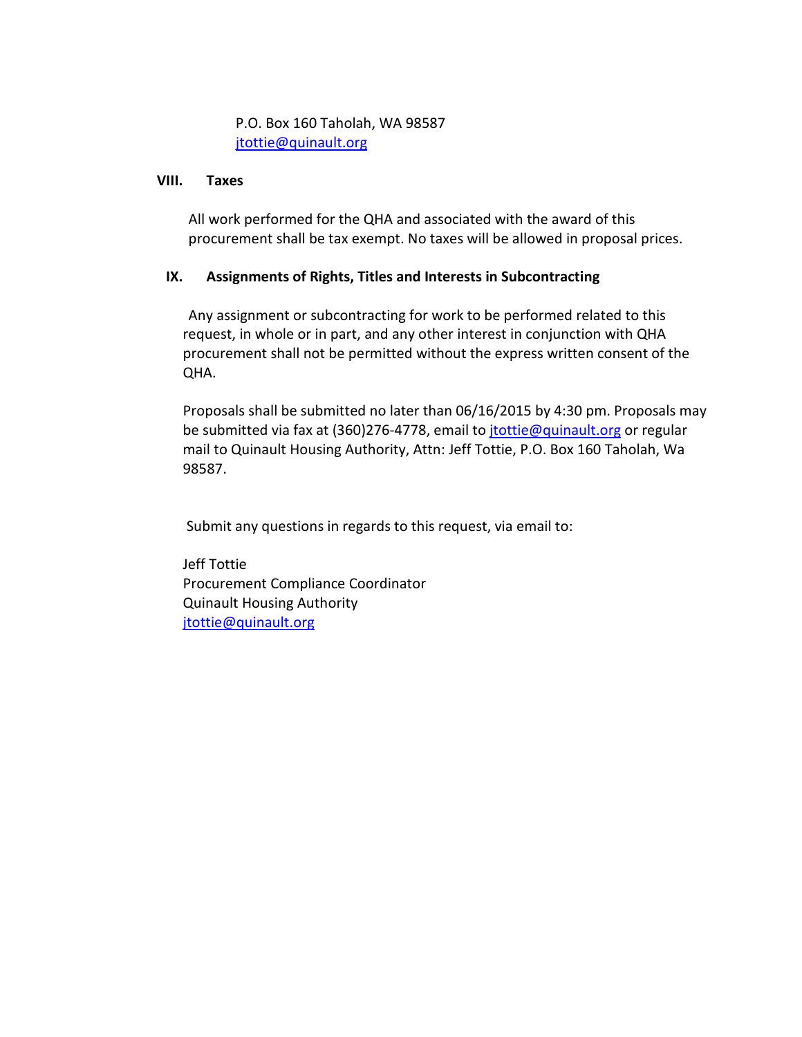P.O. Box 160 Taholah, WA 98587
jtottie@quinault.org

## VIII. Taxes

All work performed for the QHA and associated with the award of this procurement shall be tax exempt. No taxes will be allowed in proposal prices.

## IX. Assignments of Rights, Titles and Interests in Subcontracting

Any assignment or subcontracting for work to be performed related to this request, in whole or in part, and any other interest in conjunction with QHA procurement shall not be permitted without the express written consent of the QHA.

Proposals shall be submitted no later than 06/16/2015 by 4:30 pm. Proposals may be submitted via fax at (360)276-4778, email to jtottie@quinault.org or regular mail to Quinault Housing Authority, Attn: Jeff Tottie, P.O. Box 160 Taholah, Wa 98587.

Submit any questions in regards to this request, via email to:

Jeff Tottie
Procurement Compliance Coordinator
Quinault Housing Authority
jtottie@quinault.org